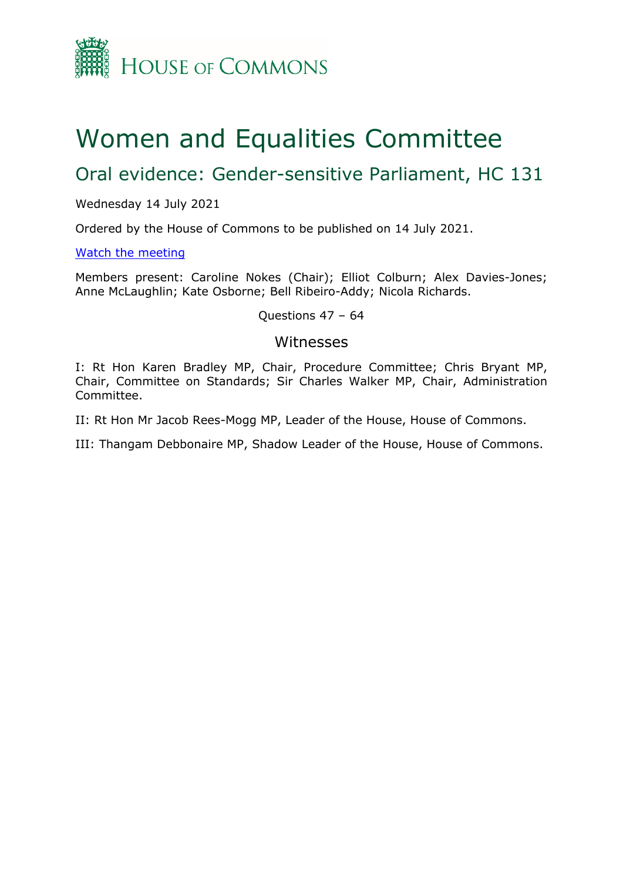HOUSE OF COMMONS

# Women and Equalities Committee

## Oral evidence: Gender-sensitive Parliament, HC 131

Wednesday 14 July 2021

Ordered by the House of Commons to be published on 14 July 2021.

[Watch the meeting]

Members present: Caroline Nokes (Chair); Elliot Colburn; Alex Davies-Jones; Anne McLaughlin; Kate Osborne; Bell Ribeiro-Addy; Nicola Richards.

Questions 47 – 64

### Witnesses

I: Rt Hon Karen Bradley MP, Chair, Procedure Committee; Chris Bryant MP, Chair, Committee on Standards; Sir Charles Walker MP, Chair, Administration Committee.

II: Rt Hon Mr Jacob Rees-Mogg MP, Leader of the House, House of Commons.

III: Thangam Debbonaire MP, Shadow Leader of the House, House of Commons.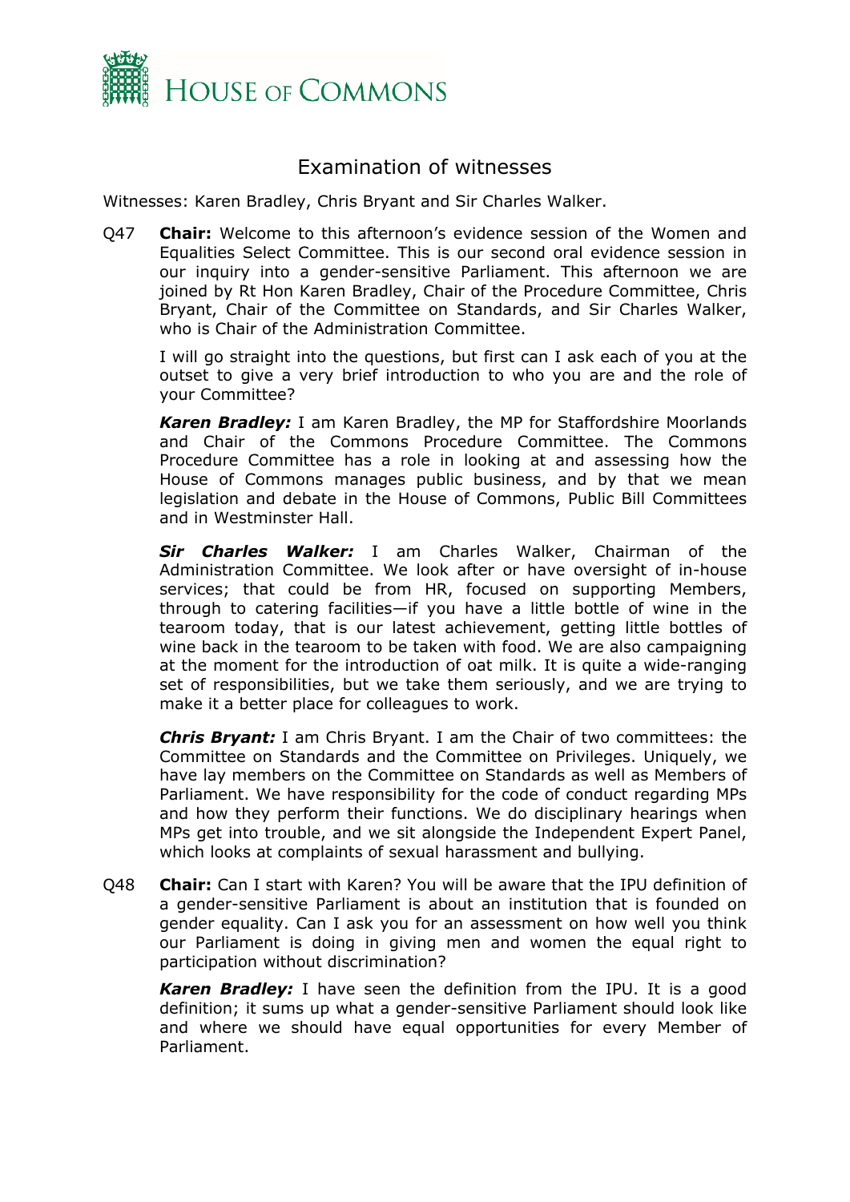# Examination of witnesses

Witnesses: Karen Bradley, Chris Bryant and Sir Charles Walker.

Q47 **Chair:** Welcome to this afternoon's evidence session of the Women and Equalities Select Committee. This is our second oral evidence session in our inquiry into a gender-sensitive Parliament. This afternoon we are joined by Rt Hon Karen Bradley, Chair of the Procedure Committee, Chris Bryant, Chair of the Committee on Standards, and Sir Charles Walker, who is Chair of the Administration Committee.

I will go straight into the questions, but first can I ask each of you at the outset to give a very brief introduction to who you are and the role of your Committee?

***Karen Bradley:*** I am Karen Bradley, the MP for Staffordshire Moorlands and Chair of the Commons Procedure Committee. The Commons Procedure Committee has a role in looking at and assessing how the House of Commons manages public business, and by that we mean legislation and debate in the House of Commons, Public Bill Committees and in Westminster Hall.

***Sir Charles Walker:*** I am Charles Walker, Chairman of the Administration Committee. We look after or have oversight of in-house services; that could be from HR, focused on supporting Members, through to catering facilities—if you have a little bottle of wine in the tearoom today, that is our latest achievement, getting little bottles of wine back in the tearoom to be taken with food. We are also campaigning at the moment for the introduction of oat milk. It is quite a wide-ranging set of responsibilities, but we take them seriously, and we are trying to make it a better place for colleagues to work.

***Chris Bryant:*** I am Chris Bryant. I am the Chair of two committees: the Committee on Standards and the Committee on Privileges. Uniquely, we have lay members on the Committee on Standards as well as Members of Parliament. We have responsibility for the code of conduct regarding MPs and how they perform their functions. We do disciplinary hearings when MPs get into trouble, and we sit alongside the Independent Expert Panel, which looks at complaints of sexual harassment and bullying.

Q48 **Chair:** Can I start with Karen? You will be aware that the IPU definition of a gender-sensitive Parliament is about an institution that is founded on gender equality. Can I ask you for an assessment on how well you think our Parliament is doing in giving men and women the equal right to participation without discrimination?

***Karen Bradley:*** I have seen the definition from the IPU. It is a good definition; it sums up what a gender-sensitive Parliament should look like and where we should have equal opportunities for every Member of Parliament.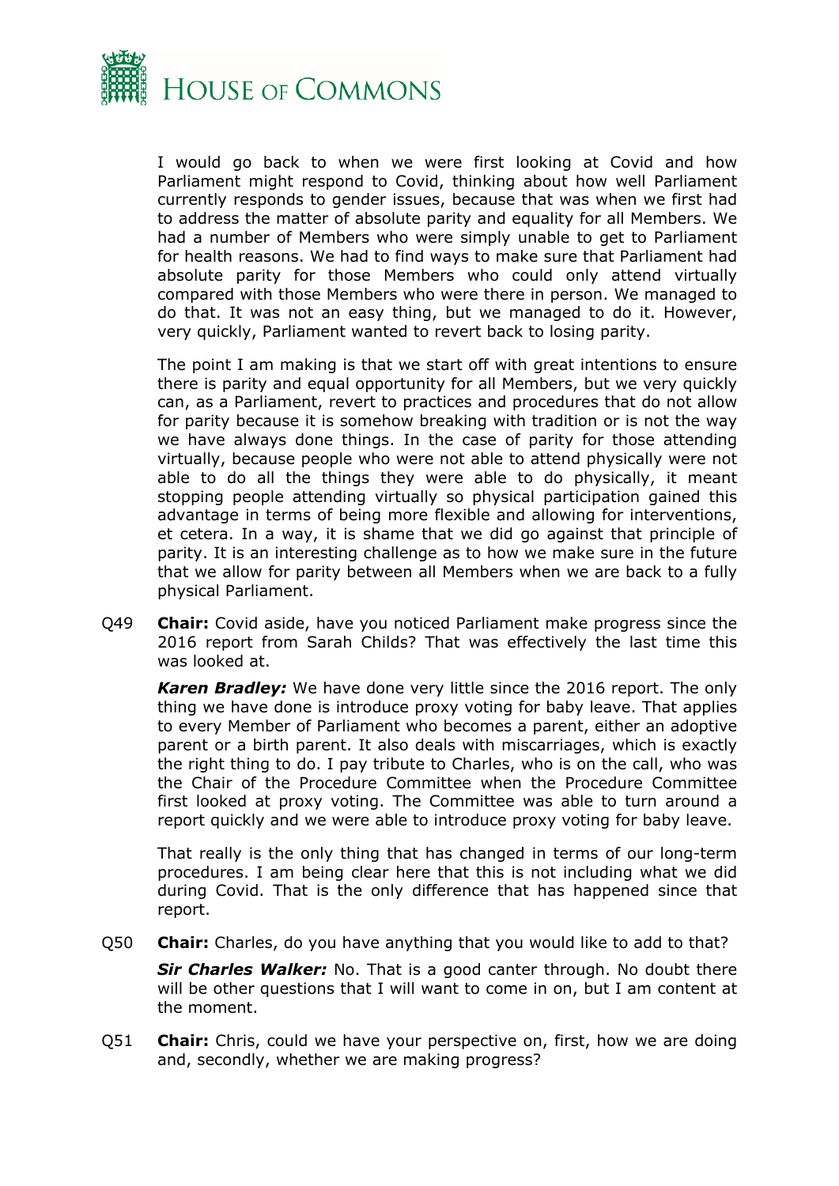I would go back to when we were first looking at Covid and how Parliament might respond to Covid, thinking about how well Parliament currently responds to gender issues, because that was when we first had to address the matter of absolute parity and equality for all Members. We had a number of Members who were simply unable to get to Parliament for health reasons. We had to find ways to make sure that Parliament had absolute parity for those Members who could only attend virtually compared with those Members who were there in person. We managed to do that. It was not an easy thing, but we managed to do it. However, very quickly, Parliament wanted to revert back to losing parity.

The point I am making is that we start off with great intentions to ensure there is parity and equal opportunity for all Members, but we very quickly can, as a Parliament, revert to practices and procedures that do not allow for parity because it is somehow breaking with tradition or is not the way we have always done things. In the case of parity for those attending virtually, because people who were not able to attend physically were not able to do all the things they were able to do physically, it meant stopping people attending virtually so physical participation gained this advantage in terms of being more flexible and allowing for interventions, et cetera. In a way, it is shame that we did go against that principle of parity. It is an interesting challenge as to how we make sure in the future that we allow for parity between all Members when we are back to a fully physical Parliament.

Q49 **Chair:** Covid aside, have you noticed Parliament make progress since the 2016 report from Sarah Childs? That was effectively the last time this was looked at.

***Karen Bradley:*** We have done very little since the 2016 report. The only thing we have done is introduce proxy voting for baby leave. That applies to every Member of Parliament who becomes a parent, either an adoptive parent or a birth parent. It also deals with miscarriages, which is exactly the right thing to do. I pay tribute to Charles, who is on the call, who was the Chair of the Procedure Committee when the Procedure Committee first looked at proxy voting. The Committee was able to turn around a report quickly and we were able to introduce proxy voting for baby leave.

That really is the only thing that has changed in terms of our long-term procedures. I am being clear here that this is not including what we did during Covid. That is the only difference that has happened since that report.

Q50 **Chair:** Charles, do you have anything that you would like to add to that?

***Sir Charles Walker:*** No. That is a good canter through. No doubt there will be other questions that I will want to come in on, but I am content at the moment.

Q51 **Chair:** Chris, could we have your perspective on, first, how we are doing and, secondly, whether we are making progress?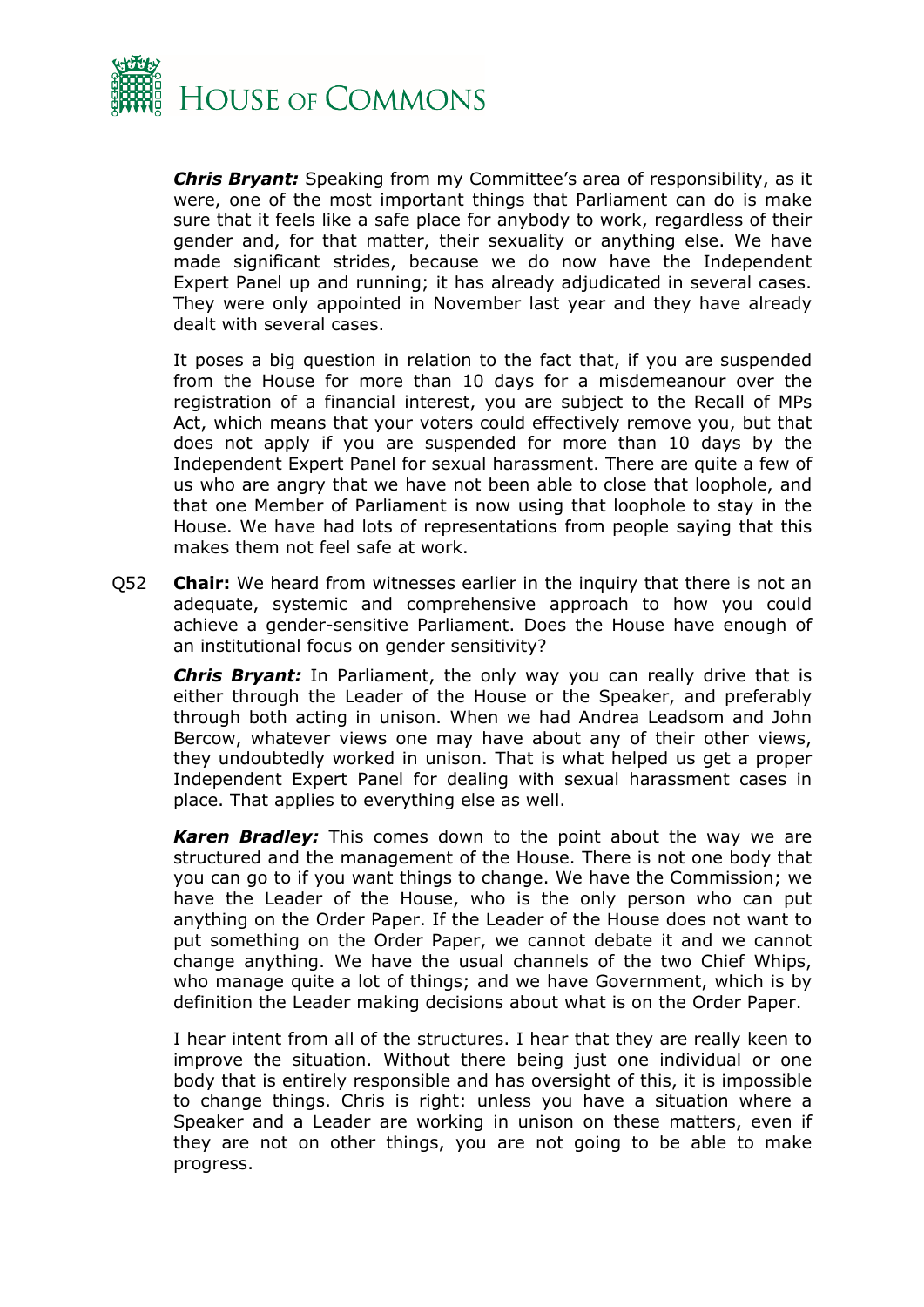***Chris Bryant:*** Speaking from my Committee's area of responsibility, as it were, one of the most important things that Parliament can do is make sure that it feels like a safe place for anybody to work, regardless of their gender and, for that matter, their sexuality or anything else. We have made significant strides, because we do now have the Independent Expert Panel up and running; it has already adjudicated in several cases. They were only appointed in November last year and they have already dealt with several cases.

It poses a big question in relation to the fact that, if you are suspended from the House for more than 10 days for a misdemeanour over the registration of a financial interest, you are subject to the Recall of MPs Act, which means that your voters could effectively remove you, but that does not apply if you are suspended for more than 10 days by the Independent Expert Panel for sexual harassment. There are quite a few of us who are angry that we have not been able to close that loophole, and that one Member of Parliament is now using that loophole to stay in the House. We have had lots of representations from people saying that this makes them not feel safe at work.

Q52 **Chair:** We heard from witnesses earlier in the inquiry that there is not an adequate, systemic and comprehensive approach to how you could achieve a gender-sensitive Parliament. Does the House have enough of an institutional focus on gender sensitivity?

***Chris Bryant:*** In Parliament, the only way you can really drive that is either through the Leader of the House or the Speaker, and preferably through both acting in unison. When we had Andrea Leadsom and John Bercow, whatever views one may have about any of their other views, they undoubtedly worked in unison. That is what helped us get a proper Independent Expert Panel for dealing with sexual harassment cases in place. That applies to everything else as well.

***Karen Bradley:*** This comes down to the point about the way we are structured and the management of the House. There is not one body that you can go to if you want things to change. We have the Commission; we have the Leader of the House, who is the only person who can put anything on the Order Paper. If the Leader of the House does not want to put something on the Order Paper, we cannot debate it and we cannot change anything. We have the usual channels of the two Chief Whips, who manage quite a lot of things; and we have Government, which is by definition the Leader making decisions about what is on the Order Paper.

I hear intent from all of the structures. I hear that they are really keen to improve the situation. Without there being just one individual or one body that is entirely responsible and has oversight of this, it is impossible to change things. Chris is right: unless you have a situation where a Speaker and a Leader are working in unison on these matters, even if they are not on other things, you are not going to be able to make progress.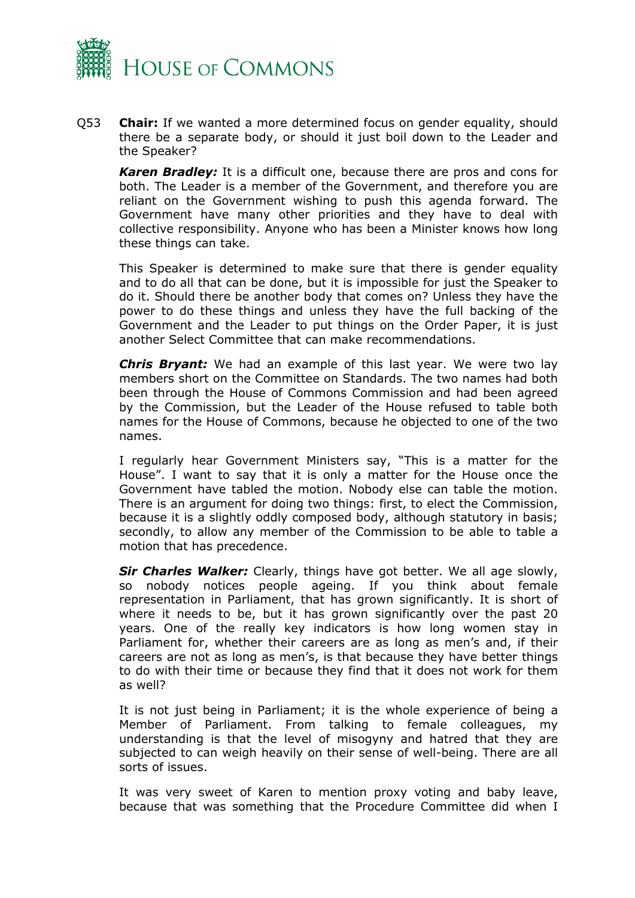Q53 **Chair:** If we wanted a more determined focus on gender equality, should there be a separate body, or should it just boil down to the Leader and the Speaker?

***Karen Bradley:*** It is a difficult one, because there are pros and cons for both. The Leader is a member of the Government, and therefore you are reliant on the Government wishing to push this agenda forward. The Government have many other priorities and they have to deal with collective responsibility. Anyone who has been a Minister knows how long these things can take.

This Speaker is determined to make sure that there is gender equality and to do all that can be done, but it is impossible for just the Speaker to do it. Should there be another body that comes on? Unless they have the power to do these things and unless they have the full backing of the Government and the Leader to put things on the Order Paper, it is just another Select Committee that can make recommendations.

***Chris Bryant:*** We had an example of this last year. We were two lay members short on the Committee on Standards. The two names had both been through the House of Commons Commission and had been agreed by the Commission, but the Leader of the House refused to table both names for the House of Commons, because he objected to one of the two names.

I regularly hear Government Ministers say, "This is a matter for the House". I want to say that it is only a matter for the House once the Government have tabled the motion. Nobody else can table the motion. There is an argument for doing two things: first, to elect the Commission, because it is a slightly oddly composed body, although statutory in basis; secondly, to allow any member of the Commission to be able to table a motion that has precedence.

***Sir Charles Walker:*** Clearly, things have got better. We all age slowly, so nobody notices people ageing. If you think about female representation in Parliament, that has grown significantly. It is short of where it needs to be, but it has grown significantly over the past 20 years. One of the really key indicators is how long women stay in Parliament for, whether their careers are as long as men's and, if their careers are not as long as men's, is that because they have better things to do with their time or because they find that it does not work for them as well?

It is not just being in Parliament; it is the whole experience of being a Member of Parliament. From talking to female colleagues, my understanding is that the level of misogyny and hatred that they are subjected to can weigh heavily on their sense of well-being. There are all sorts of issues.

It was very sweet of Karen to mention proxy voting and baby leave, because that was something that the Procedure Committee did when I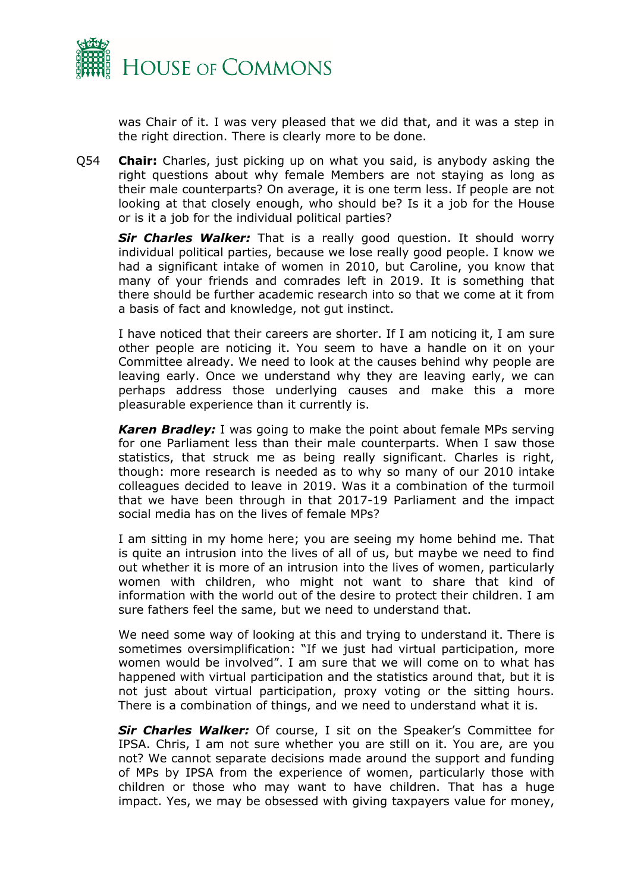was Chair of it. I was very pleased that we did that, and it was a step in the right direction. There is clearly more to be done.

Q54 **Chair:** Charles, just picking up on what you said, is anybody asking the right questions about why female Members are not staying as long as their male counterparts? On average, it is one term less. If people are not looking at that closely enough, who should be? Is it a job for the House or is it a job for the individual political parties?

***Sir Charles Walker:*** That is a really good question. It should worry individual political parties, because we lose really good people. I know we had a significant intake of women in 2010, but Caroline, you know that many of your friends and comrades left in 2019. It is something that there should be further academic research into so that we come at it from a basis of fact and knowledge, not gut instinct.

I have noticed that their careers are shorter. If I am noticing it, I am sure other people are noticing it. You seem to have a handle on it on your Committee already. We need to look at the causes behind why people are leaving early. Once we understand why they are leaving early, we can perhaps address those underlying causes and make this a more pleasurable experience than it currently is.

***Karen Bradley:*** I was going to make the point about female MPs serving for one Parliament less than their male counterparts. When I saw those statistics, that struck me as being really significant. Charles is right, though: more research is needed as to why so many of our 2010 intake colleagues decided to leave in 2019. Was it a combination of the turmoil that we have been through in that 2017-19 Parliament and the impact social media has on the lives of female MPs?

I am sitting in my home here; you are seeing my home behind me. That is quite an intrusion into the lives of all of us, but maybe we need to find out whether it is more of an intrusion into the lives of women, particularly women with children, who might not want to share that kind of information with the world out of the desire to protect their children. I am sure fathers feel the same, but we need to understand that.

We need some way of looking at this and trying to understand it. There is sometimes oversimplification: "If we just had virtual participation, more women would be involved". I am sure that we will come on to what has happened with virtual participation and the statistics around that, but it is not just about virtual participation, proxy voting or the sitting hours. There is a combination of things, and we need to understand what it is.

***Sir Charles Walker:*** Of course, I sit on the Speaker's Committee for IPSA. Chris, I am not sure whether you are still on it. You are, are you not? We cannot separate decisions made around the support and funding of MPs by IPSA from the experience of women, particularly those with children or those who may want to have children. That has a huge impact. Yes, we may be obsessed with giving taxpayers value for money,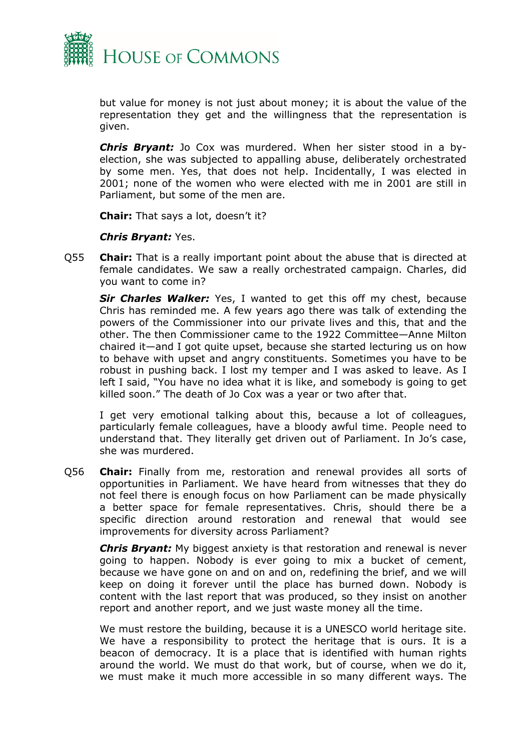but value for money is not just about money; it is about the value of the representation they get and the willingness that the representation is given.

***Chris Bryant:*** Jo Cox was murdered. When her sister stood in a by-election, she was subjected to appalling abuse, deliberately orchestrated by some men. Yes, that does not help. Incidentally, I was elected in 2001; none of the women who were elected with me in 2001 are still in Parliament, but some of the men are.

**Chair:** That says a lot, doesn't it?

***Chris Bryant:*** Yes.

Q55 **Chair:** That is a really important point about the abuse that is directed at female candidates. We saw a really orchestrated campaign. Charles, did you want to come in?

***Sir Charles Walker:*** Yes, I wanted to get this off my chest, because Chris has reminded me. A few years ago there was talk of extending the powers of the Commissioner into our private lives and this, that and the other. The then Commissioner came to the 1922 Committee—Anne Milton chaired it—and I got quite upset, because she started lecturing us on how to behave with upset and angry constituents. Sometimes you have to be robust in pushing back. I lost my temper and I was asked to leave. As I left I said, "You have no idea what it is like, and somebody is going to get killed soon." The death of Jo Cox was a year or two after that.

I get very emotional talking about this, because a lot of colleagues, particularly female colleagues, have a bloody awful time. People need to understand that. They literally get driven out of Parliament. In Jo's case, she was murdered.

Q56 **Chair:** Finally from me, restoration and renewal provides all sorts of opportunities in Parliament. We have heard from witnesses that they do not feel there is enough focus on how Parliament can be made physically a better space for female representatives. Chris, should there be a specific direction around restoration and renewal that would see improvements for diversity across Parliament?

***Chris Bryant:*** My biggest anxiety is that restoration and renewal is never going to happen. Nobody is ever going to mix a bucket of cement, because we have gone on and on and on, redefining the brief, and we will keep on doing it forever until the place has burned down. Nobody is content with the last report that was produced, so they insist on another report and another report, and we just waste money all the time.

We must restore the building, because it is a UNESCO world heritage site. We have a responsibility to protect the heritage that is ours. It is a beacon of democracy. It is a place that is identified with human rights around the world. We must do that work, but of course, when we do it, we must make it much more accessible in so many different ways. The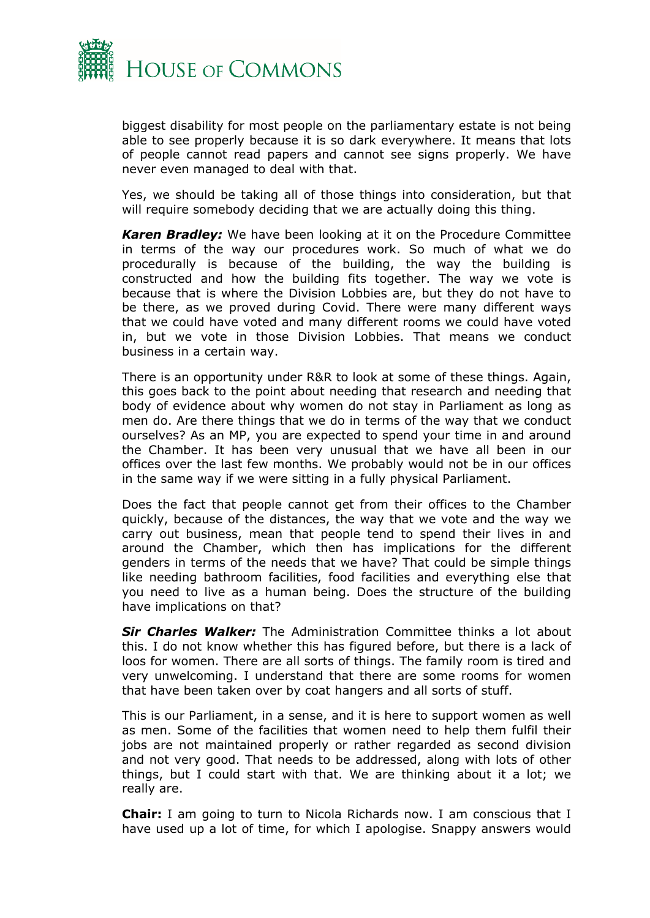biggest disability for most people on the parliamentary estate is not being able to see properly because it is so dark everywhere. It means that lots of people cannot read papers and cannot see signs properly. We have never even managed to deal with that.

Yes, we should be taking all of those things into consideration, but that will require somebody deciding that we are actually doing this thing.

***Karen Bradley:*** We have been looking at it on the Procedure Committee in terms of the way our procedures work. So much of what we do procedurally is because of the building, the way the building is constructed and how the building fits together. The way we vote is because that is where the Division Lobbies are, but they do not have to be there, as we proved during Covid. There were many different ways that we could have voted and many different rooms we could have voted in, but we vote in those Division Lobbies. That means we conduct business in a certain way.

There is an opportunity under R&R to look at some of these things. Again, this goes back to the point about needing that research and needing that body of evidence about why women do not stay in Parliament as long as men do. Are there things that we do in terms of the way that we conduct ourselves? As an MP, you are expected to spend your time in and around the Chamber. It has been very unusual that we have all been in our offices over the last few months. We probably would not be in our offices in the same way if we were sitting in a fully physical Parliament.

Does the fact that people cannot get from their offices to the Chamber quickly, because of the distances, the way that we vote and the way we carry out business, mean that people tend to spend their lives in and around the Chamber, which then has implications for the different genders in terms of the needs that we have? That could be simple things like needing bathroom facilities, food facilities and everything else that you need to live as a human being. Does the structure of the building have implications on that?

***Sir Charles Walker:*** The Administration Committee thinks a lot about this. I do not know whether this has figured before, but there is a lack of loos for women. There are all sorts of things. The family room is tired and very unwelcoming. I understand that there are some rooms for women that have been taken over by coat hangers and all sorts of stuff.

This is our Parliament, in a sense, and it is here to support women as well as men. Some of the facilities that women need to help them fulfil their jobs are not maintained properly or rather regarded as second division and not very good. That needs to be addressed, along with lots of other things, but I could start with that. We are thinking about it a lot; we really are.

**Chair:** I am going to turn to Nicola Richards now. I am conscious that I have used up a lot of time, for which I apologise. Snappy answers would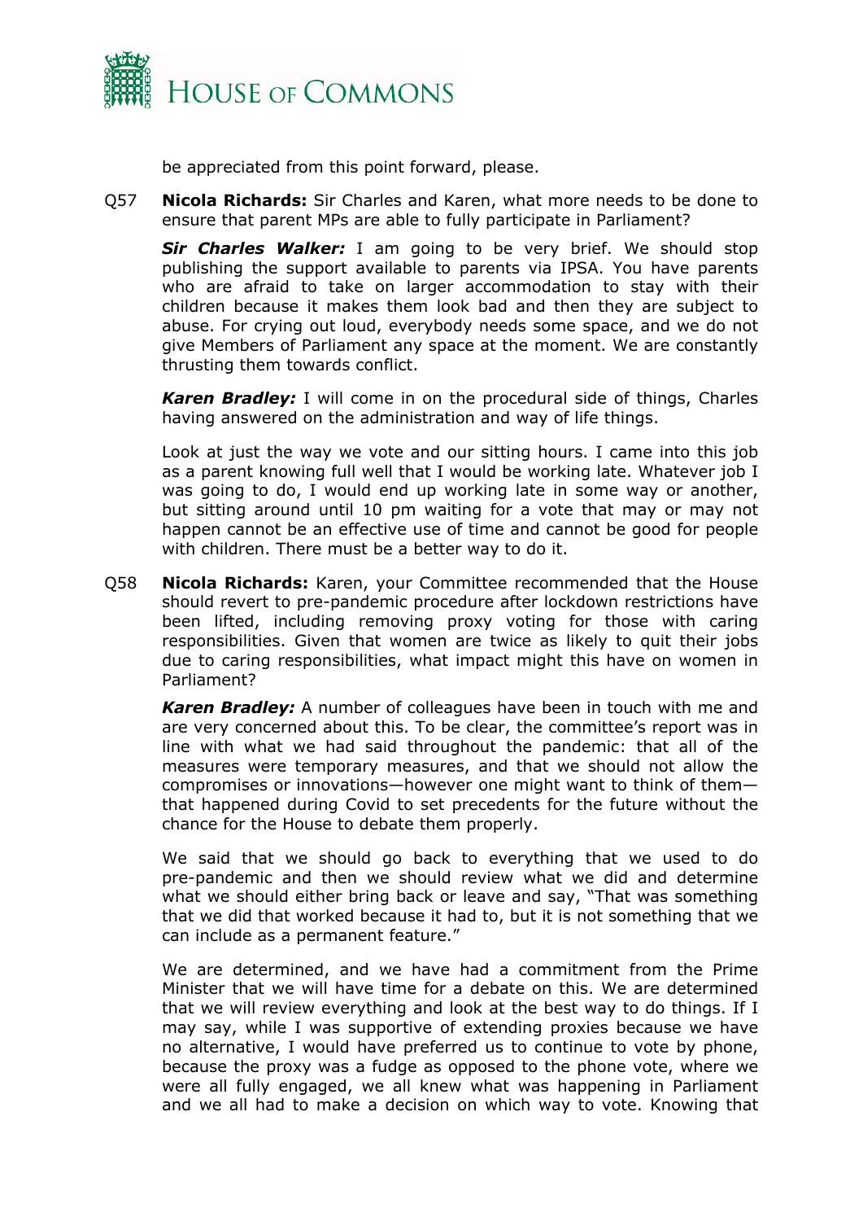be appreciated from this point forward, please.

Q57 **Nicola Richards:** Sir Charles and Karen, what more needs to be done to ensure that parent MPs are able to fully participate in Parliament?

***Sir Charles Walker:*** I am going to be very brief. We should stop publishing the support available to parents via IPSA. You have parents who are afraid to take on larger accommodation to stay with their children because it makes them look bad and then they are subject to abuse. For crying out loud, everybody needs some space, and we do not give Members of Parliament any space at the moment. We are constantly thrusting them towards conflict.

***Karen Bradley:*** I will come in on the procedural side of things, Charles having answered on the administration and way of life things.

Look at just the way we vote and our sitting hours. I came into this job as a parent knowing full well that I would be working late. Whatever job I was going to do, I would end up working late in some way or another, but sitting around until 10 pm waiting for a vote that may or may not happen cannot be an effective use of time and cannot be good for people with children. There must be a better way to do it.

Q58 **Nicola Richards:** Karen, your Committee recommended that the House should revert to pre-pandemic procedure after lockdown restrictions have been lifted, including removing proxy voting for those with caring responsibilities. Given that women are twice as likely to quit their jobs due to caring responsibilities, what impact might this have on women in Parliament?

***Karen Bradley:*** A number of colleagues have been in touch with me and are very concerned about this. To be clear, the committee's report was in line with what we had said throughout the pandemic: that all of the measures were temporary measures, and that we should not allow the compromises or innovations—however one might want to think of them—that happened during Covid to set precedents for the future without the chance for the House to debate them properly.

We said that we should go back to everything that we used to do pre-pandemic and then we should review what we did and determine what we should either bring back or leave and say, "That was something that we did that worked because it had to, but it is not something that we can include as a permanent feature."

We are determined, and we have had a commitment from the Prime Minister that we will have time for a debate on this. We are determined that we will review everything and look at the best way to do things. If I may say, while I was supportive of extending proxies because we have no alternative, I would have preferred us to continue to vote by phone, because the proxy was a fudge as opposed to the phone vote, where we were all fully engaged, we all knew what was happening in Parliament and we all had to make a decision on which way to vote. Knowing that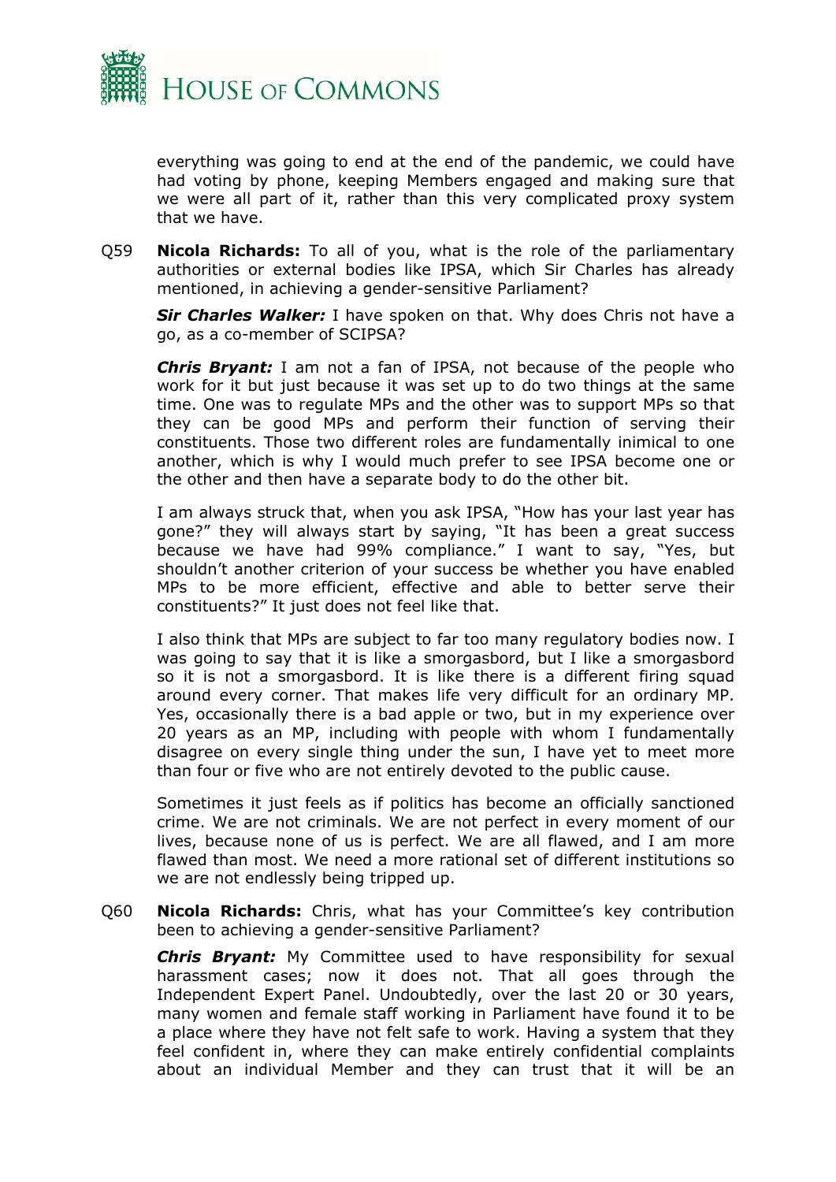everything was going to end at the end of the pandemic, we could have had voting by phone, keeping Members engaged and making sure that we were all part of it, rather than this very complicated proxy system that we have.

Q59 **Nicola Richards:** To all of you, what is the role of the parliamentary authorities or external bodies like IPSA, which Sir Charles has already mentioned, in achieving a gender-sensitive Parliament?

***Sir Charles Walker:*** I have spoken on that. Why does Chris not have a go, as a co-member of SCIPSA?

***Chris Bryant:*** I am not a fan of IPSA, not because of the people who work for it but just because it was set up to do two things at the same time. One was to regulate MPs and the other was to support MPs so that they can be good MPs and perform their function of serving their constituents. Those two different roles are fundamentally inimical to one another, which is why I would much prefer to see IPSA become one or the other and then have a separate body to do the other bit.

I am always struck that, when you ask IPSA, "How has your last year has gone?" they will always start by saying, "It has been a great success because we have had 99% compliance." I want to say, "Yes, but shouldn't another criterion of your success be whether you have enabled MPs to be more efficient, effective and able to better serve their constituents?" It just does not feel like that.

I also think that MPs are subject to far too many regulatory bodies now. I was going to say that it is like a smorgasbord, but I like a smorgasbord so it is not a smorgasbord. It is like there is a different firing squad around every corner. That makes life very difficult for an ordinary MP. Yes, occasionally there is a bad apple or two, but in my experience over 20 years as an MP, including with people with whom I fundamentally disagree on every single thing under the sun, I have yet to meet more than four or five who are not entirely devoted to the public cause.

Sometimes it just feels as if politics has become an officially sanctioned crime. We are not criminals. We are not perfect in every moment of our lives, because none of us is perfect. We are all flawed, and I am more flawed than most. We need a more rational set of different institutions so we are not endlessly being tripped up.

Q60 **Nicola Richards:** Chris, what has your Committee's key contribution been to achieving a gender-sensitive Parliament?

***Chris Bryant:*** My Committee used to have responsibility for sexual harassment cases; now it does not. That all goes through the Independent Expert Panel. Undoubtedly, over the last 20 or 30 years, many women and female staff working in Parliament have found it to be a place where they have not felt safe to work. Having a system that they feel confident in, where they can make entirely confidential complaints about an individual Member and they can trust that it will be an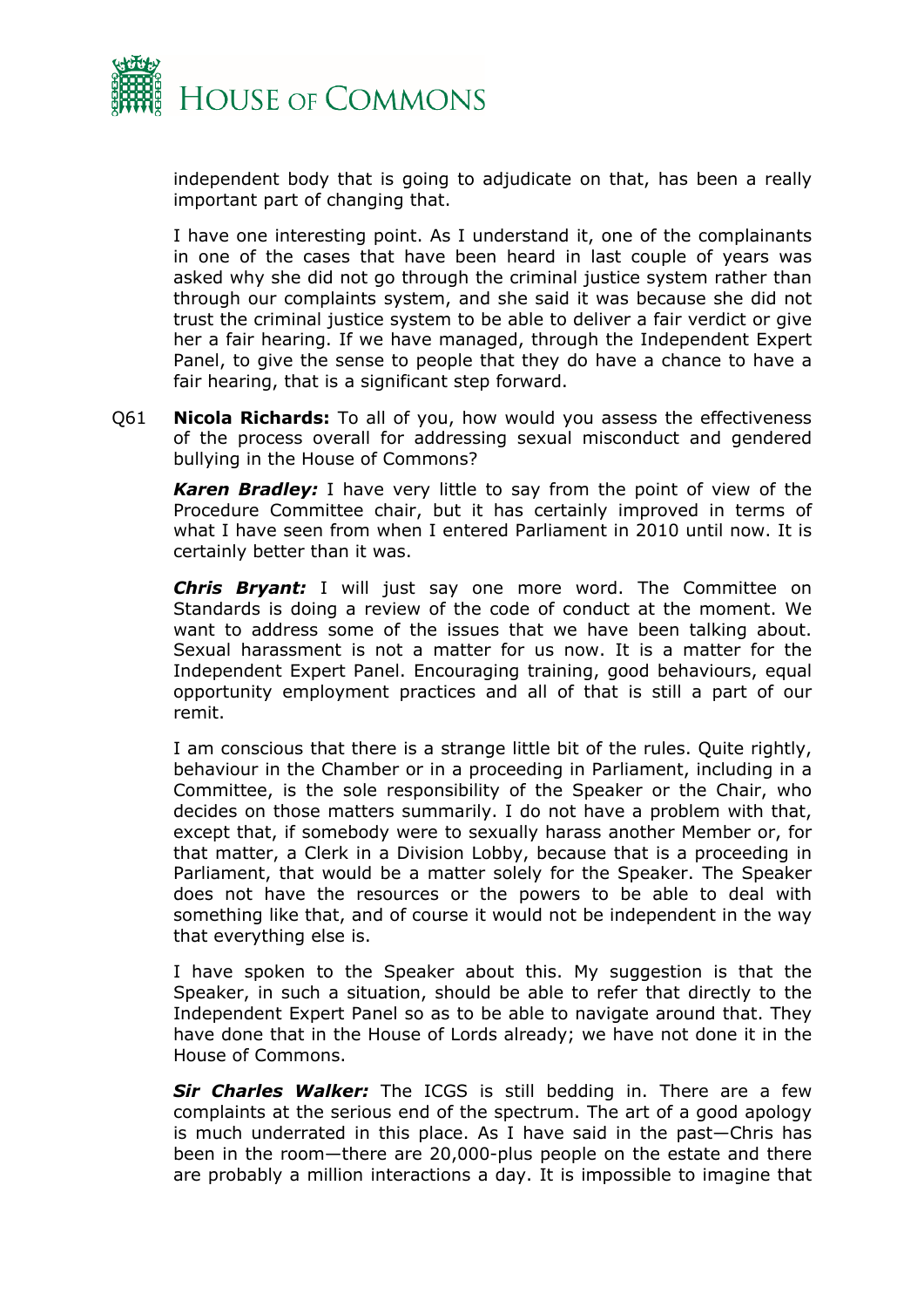independent body that is going to adjudicate on that, has been a really important part of changing that.

I have one interesting point. As I understand it, one of the complainants in one of the cases that have been heard in last couple of years was asked why she did not go through the criminal justice system rather than through our complaints system, and she said it was because she did not trust the criminal justice system to be able to deliver a fair verdict or give her a fair hearing. If we have managed, through the Independent Expert Panel, to give the sense to people that they do have a chance to have a fair hearing, that is a significant step forward.

Q61 **Nicola Richards:** To all of you, how would you assess the effectiveness of the process overall for addressing sexual misconduct and gendered bullying in the House of Commons?

***Karen Bradley:*** I have very little to say from the point of view of the Procedure Committee chair, but it has certainly improved in terms of what I have seen from when I entered Parliament in 2010 until now. It is certainly better than it was.

***Chris Bryant:*** I will just say one more word. The Committee on Standards is doing a review of the code of conduct at the moment. We want to address some of the issues that we have been talking about. Sexual harassment is not a matter for us now. It is a matter for the Independent Expert Panel. Encouraging training, good behaviours, equal opportunity employment practices and all of that is still a part of our remit.

I am conscious that there is a strange little bit of the rules. Quite rightly, behaviour in the Chamber or in a proceeding in Parliament, including in a Committee, is the sole responsibility of the Speaker or the Chair, who decides on those matters summarily. I do not have a problem with that, except that, if somebody were to sexually harass another Member or, for that matter, a Clerk in a Division Lobby, because that is a proceeding in Parliament, that would be a matter solely for the Speaker. The Speaker does not have the resources or the powers to be able to deal with something like that, and of course it would not be independent in the way that everything else is.

I have spoken to the Speaker about this. My suggestion is that the Speaker, in such a situation, should be able to refer that directly to the Independent Expert Panel so as to be able to navigate around that. They have done that in the House of Lords already; we have not done it in the House of Commons.

***Sir Charles Walker:*** The ICGS is still bedding in. There are a few complaints at the serious end of the spectrum. The art of a good apology is much underrated in this place. As I have said in the past—Chris has been in the room—there are 20,000-plus people on the estate and there are probably a million interactions a day. It is impossible to imagine that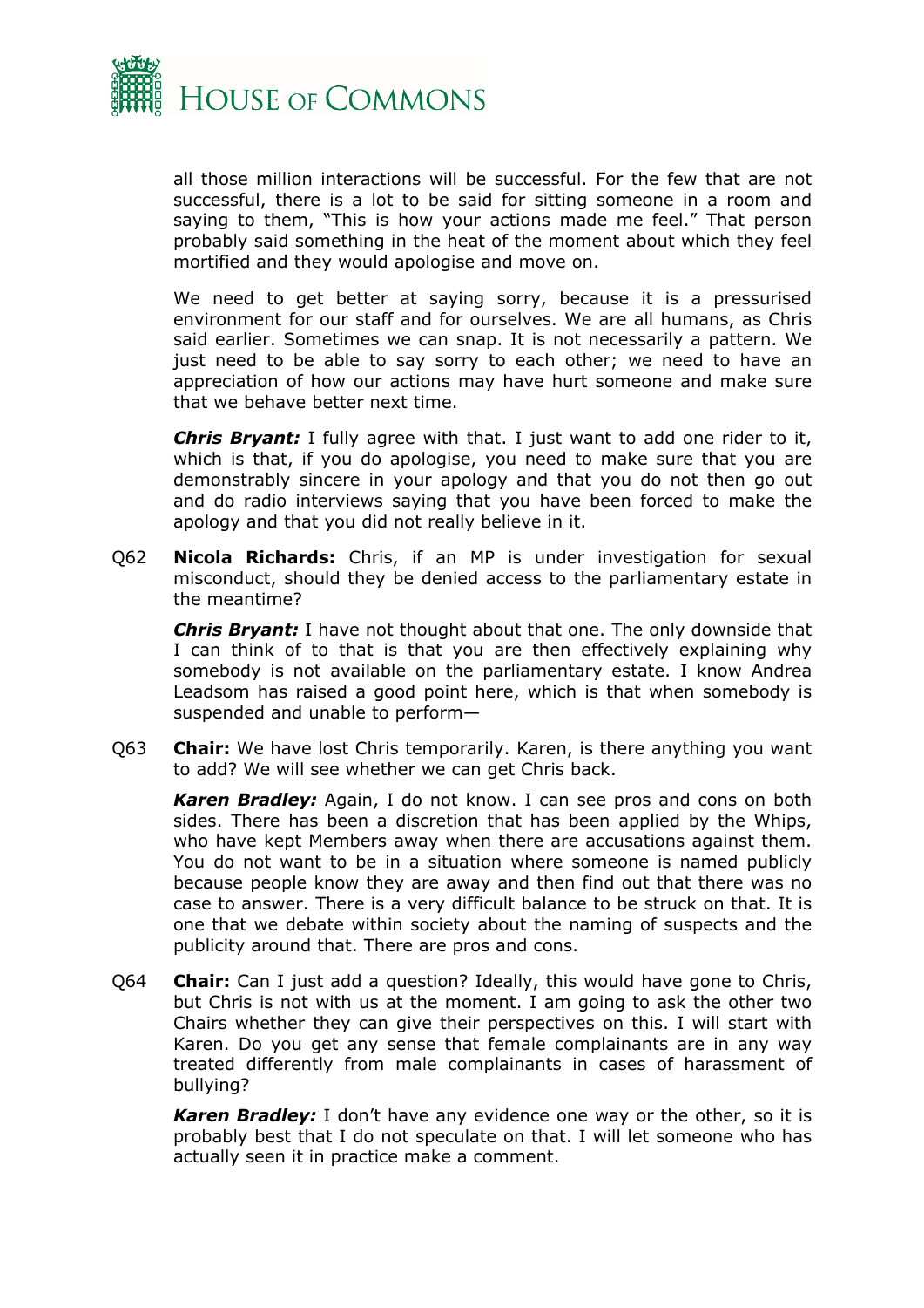all those million interactions will be successful. For the few that are not successful, there is a lot to be said for sitting someone in a room and saying to them, "This is how your actions made me feel." That person probably said something in the heat of the moment about which they feel mortified and they would apologise and move on.

We need to get better at saying sorry, because it is a pressurised environment for our staff and for ourselves. We are all humans, as Chris said earlier. Sometimes we can snap. It is not necessarily a pattern. We just need to be able to say sorry to each other; we need to have an appreciation of how our actions may have hurt someone and make sure that we behave better next time.

***Chris Bryant:*** I fully agree with that. I just want to add one rider to it, which is that, if you do apologise, you need to make sure that you are demonstrably sincere in your apology and that you do not then go out and do radio interviews saying that you have been forced to make the apology and that you did not really believe in it.

Q62 **Nicola Richards:** Chris, if an MP is under investigation for sexual misconduct, should they be denied access to the parliamentary estate in the meantime?

***Chris Bryant:*** I have not thought about that one. The only downside that I can think of to that is that you are then effectively explaining why somebody is not available on the parliamentary estate. I know Andrea Leadsom has raised a good point here, which is that when somebody is suspended and unable to perform—

Q63 **Chair:** We have lost Chris temporarily. Karen, is there anything you want to add? We will see whether we can get Chris back.

***Karen Bradley:*** Again, I do not know. I can see pros and cons on both sides. There has been a discretion that has been applied by the Whips, who have kept Members away when there are accusations against them. You do not want to be in a situation where someone is named publicly because people know they are away and then find out that there was no case to answer. There is a very difficult balance to be struck on that. It is one that we debate within society about the naming of suspects and the publicity around that. There are pros and cons.

Q64 **Chair:** Can I just add a question? Ideally, this would have gone to Chris, but Chris is not with us at the moment. I am going to ask the other two Chairs whether they can give their perspectives on this. I will start with Karen. Do you get any sense that female complainants are in any way treated differently from male complainants in cases of harassment of bullying?

***Karen Bradley:*** I don't have any evidence one way or the other, so it is probably best that I do not speculate on that. I will let someone who has actually seen it in practice make a comment.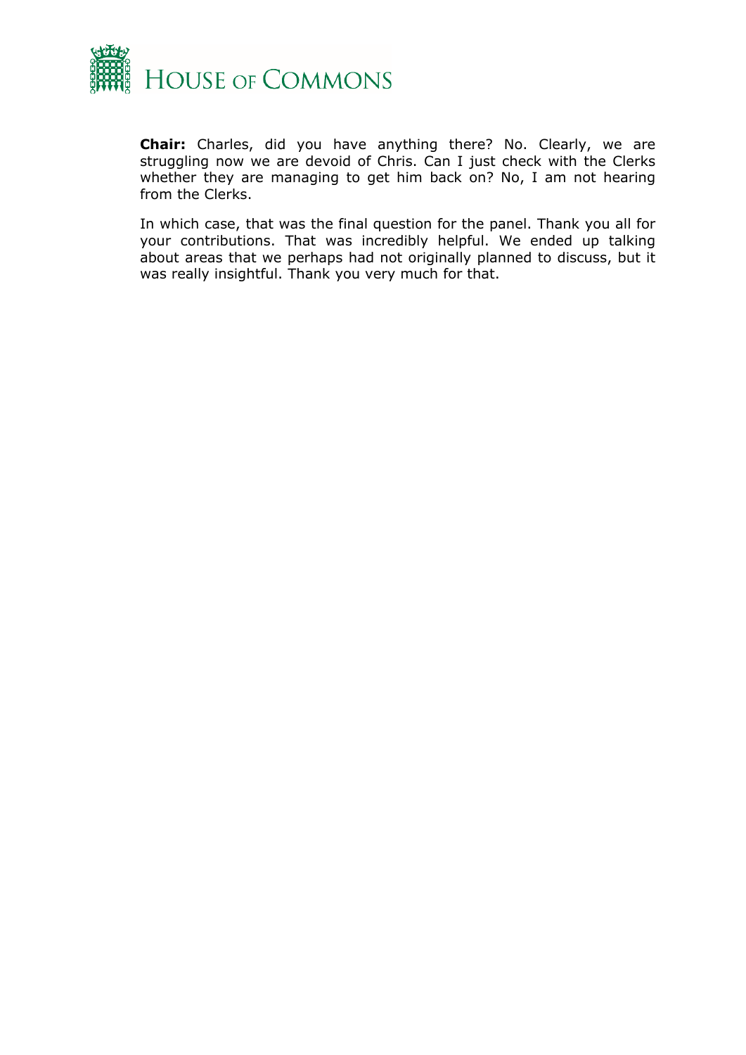**Chair:** Charles, did you have anything there? No. Clearly, we are struggling now we are devoid of Chris. Can I just check with the Clerks whether they are managing to get him back on? No, I am not hearing from the Clerks.

In which case, that was the final question for the panel. Thank you all for your contributions. That was incredibly helpful. We ended up talking about areas that we perhaps had not originally planned to discuss, but it was really insightful. Thank you very much for that.